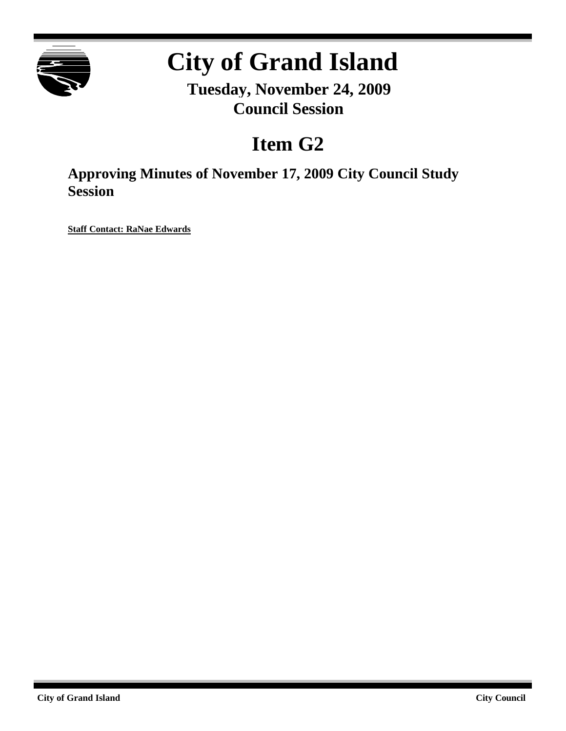# City of Grand Island

**Tuesday, November 24, 2009**
**Council Session**

## Item G2

### Approving Minutes of November 17, 2009 City Council Study Session

**Staff Contact: RaNae Edwards**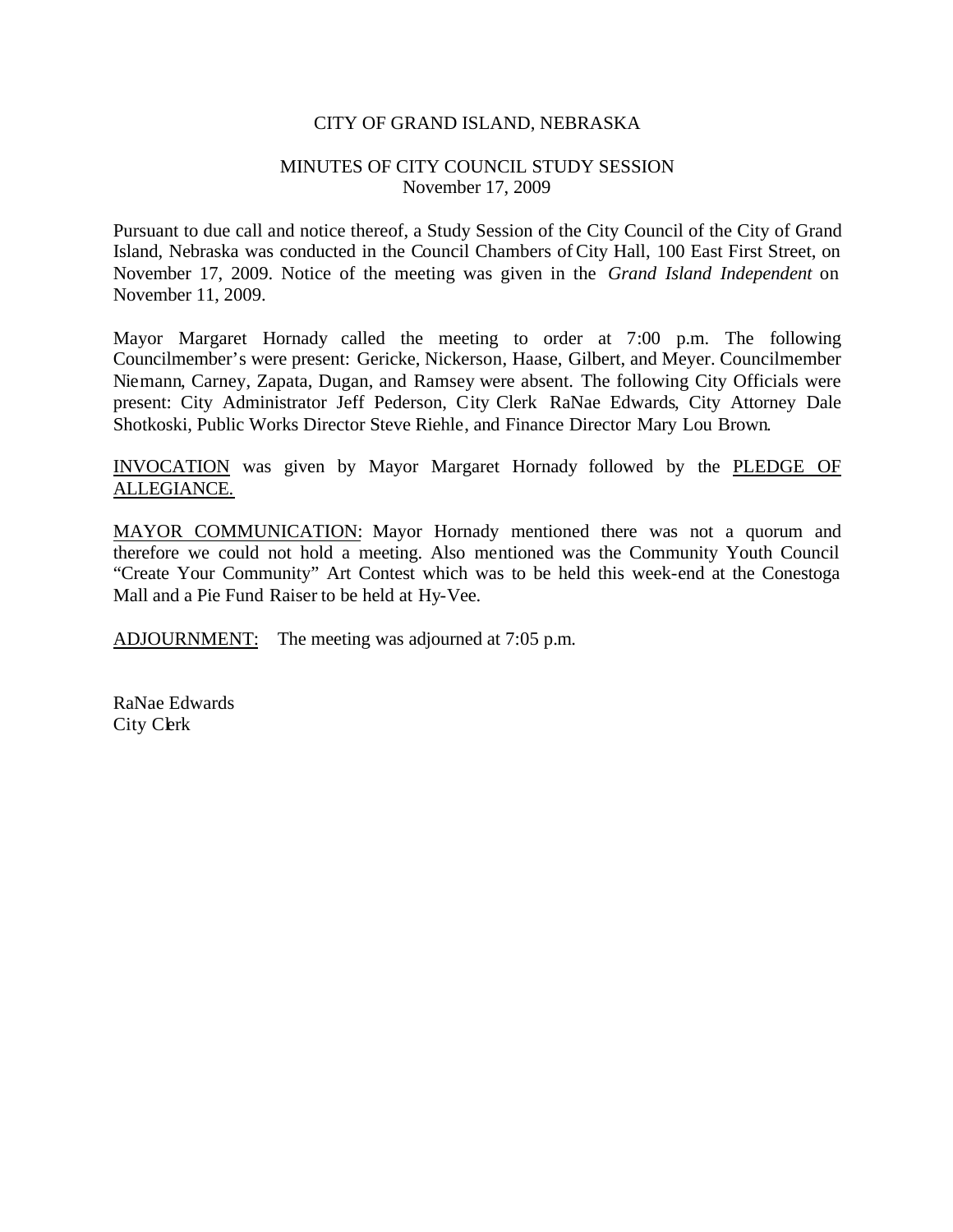CITY OF GRAND ISLAND, NEBRASKA

MINUTES OF CITY COUNCIL STUDY SESSION
November 17, 2009

Pursuant to due call and notice thereof, a Study Session of the City Council of the City of Grand Island, Nebraska was conducted in the Council Chambers of City Hall, 100 East First Street, on November 17, 2009. Notice of the meeting was given in the *Grand Island Independent* on November 11, 2009.

Mayor Margaret Hornady called the meeting to order at 7:00 p.m. The following Councilmember's were present: Gericke, Nickerson, Haase, Gilbert, and Meyer. Councilmember Niemann, Carney, Zapata, Dugan, and Ramsey were absent. The following City Officials were present: City Administrator Jeff Pederson, City Clerk RaNae Edwards, City Attorney Dale Shotkoski, Public Works Director Steve Riehle, and Finance Director Mary Lou Brown.

<u>INVOCATION</u> was given by Mayor Margaret Hornady followed by the <u>PLEDGE OF ALLEGIANCE.</u>

<u>MAYOR COMMUNICATION:</u> Mayor Hornady mentioned there was not a quorum and therefore we could not hold a meeting. Also mentioned was the Community Youth Council "Create Your Community" Art Contest which was to be held this week-end at the Conestoga Mall and a Pie Fund Raiser to be held at Hy-Vee.

<u>ADJOURNMENT:</u> The meeting was adjourned at 7:05 p.m.

RaNae Edwards
City Clerk